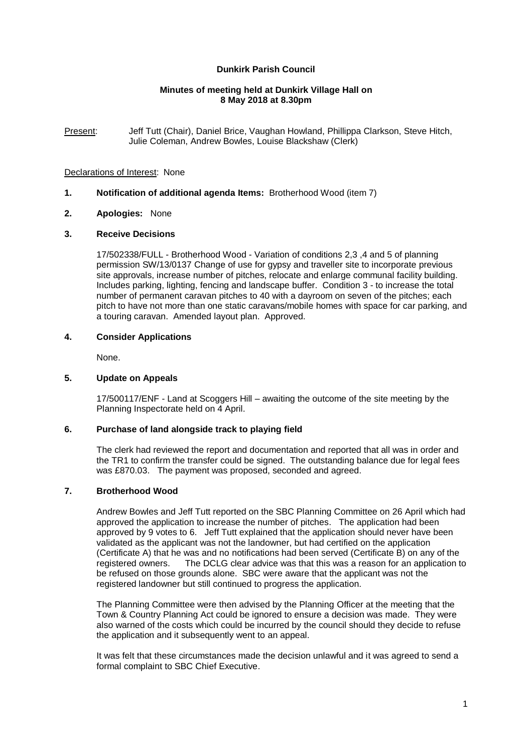**Dunkirk Parish Council**

**Minutes of meeting held at Dunkirk Village Hall on 8 May 2018 at 8.30pm**

Present: Jeff Tutt (Chair), Daniel Brice, Vaughan Howland, Phillippa Clarkson, Steve Hitch, Julie Coleman, Andrew Bowles, Louise Blackshaw (Clerk)

Declarations of Interest: None

**1. Notification of additional agenda Items:** Brotherhood Wood (item 7)

**2. Apologies:** None

**3. Receive Decisions**

17/502338/FULL - Brotherhood Wood - Variation of conditions 2,3 ,4 and 5 of planning permission SW/13/0137 Change of use for gypsy and traveller site to incorporate previous site approvals, increase number of pitches, relocate and enlarge communal facility building. Includes parking, lighting, fencing and landscape buffer. Condition 3 - to increase the total number of permanent caravan pitches to 40 with a dayroom on seven of the pitches; each pitch to have not more than one static caravans/mobile homes with space for car parking, and a touring caravan. Amended layout plan. Approved.

**4. Consider Applications**

None.

**5. Update on Appeals**

17/500117/ENF - Land at Scoggers Hill – awaiting the outcome of the site meeting by the Planning Inspectorate held on 4 April.

**6. Purchase of land alongside track to playing field**

The clerk had reviewed the report and documentation and reported that all was in order and the TR1 to confirm the transfer could be signed. The outstanding balance due for legal fees was £870.03. The payment was proposed, seconded and agreed.

**7. Brotherhood Wood**

Andrew Bowles and Jeff Tutt reported on the SBC Planning Committee on 26 April which had approved the application to increase the number of pitches. The application had been approved by 9 votes to 6. Jeff Tutt explained that the application should never have been validated as the applicant was not the landowner, but had certified on the application (Certificate A) that he was and no notifications had been served (Certificate B) on any of the registered owners. The DCLG clear advice was that this was a reason for an application to be refused on those grounds alone. SBC were aware that the applicant was not the registered landowner but still continued to progress the application.

The Planning Committee were then advised by the Planning Officer at the meeting that the Town & Country Planning Act could be ignored to ensure a decision was made. They were also warned of the costs which could be incurred by the council should they decide to refuse the application and it subsequently went to an appeal.

It was felt that these circumstances made the decision unlawful and it was agreed to send a formal complaint to SBC Chief Executive.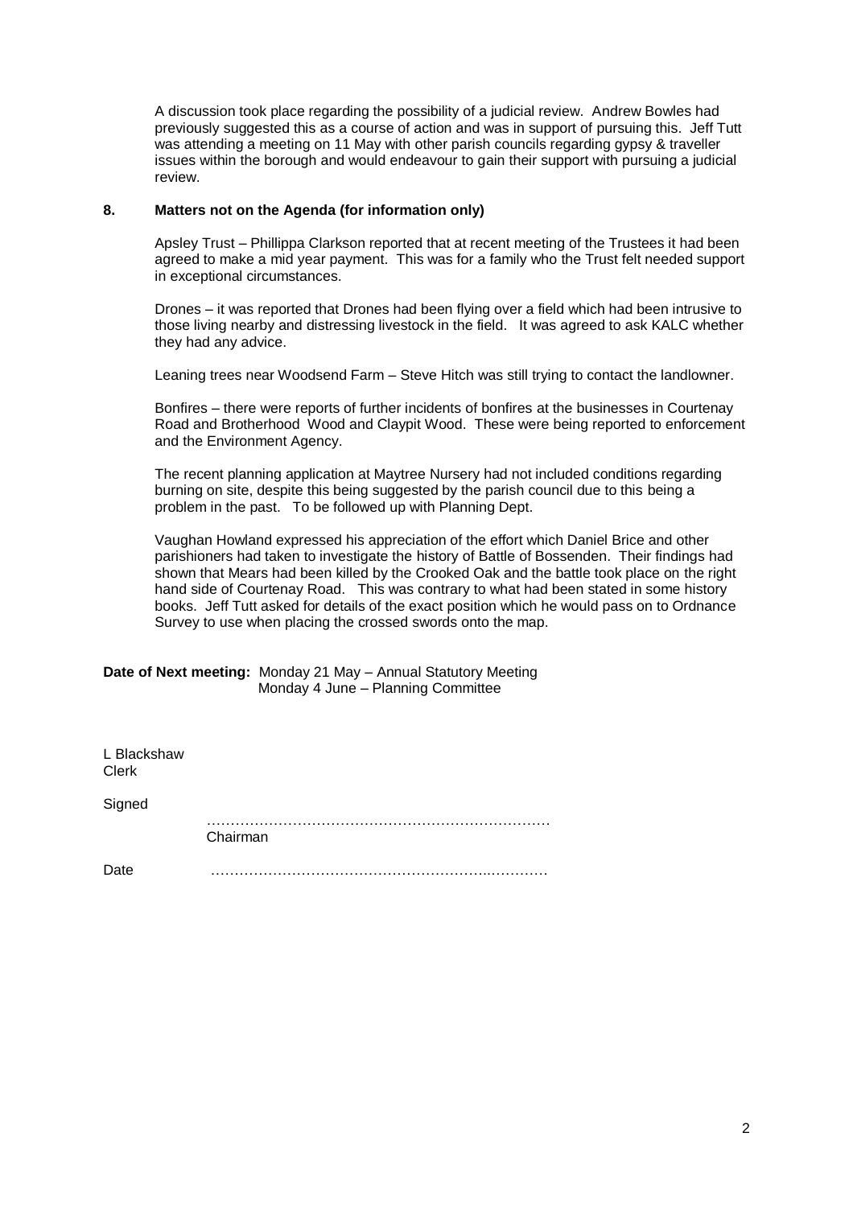A discussion took place regarding the possibility of a judicial review. Andrew Bowles had previously suggested this as a course of action and was in support of pursuing this. Jeff Tutt was attending a meeting on 11 May with other parish councils regarding gypsy & traveller issues within the borough and would endeavour to gain their support with pursuing a judicial review.

**8. Matters not on the Agenda (for information only)**

Apsley Trust – Phillippa Clarkson reported that at recent meeting of the Trustees it had been agreed to make a mid year payment. This was for a family who the Trust felt needed support in exceptional circumstances.

Drones – it was reported that Drones had been flying over a field which had been intrusive to those living nearby and distressing livestock in the field. It was agreed to ask KALC whether they had any advice.

Leaning trees near Woodsend Farm – Steve Hitch was still trying to contact the landlowner.

Bonfires – there were reports of further incidents of bonfires at the businesses in Courtenay Road and Brotherhood Wood and Claypit Wood. These were being reported to enforcement and the Environment Agency.

The recent planning application at Maytree Nursery had not included conditions regarding burning on site, despite this being suggested by the parish council due to this being a problem in the past. To be followed up with Planning Dept.

Vaughan Howland expressed his appreciation of the effort which Daniel Brice and other parishioners had taken to investigate the history of Battle of Bossenden. Their findings had shown that Mears had been killed by the Crooked Oak and the battle took place on the right hand side of Courtenay Road. This was contrary to what had been stated in some history books. Jeff Tutt asked for details of the exact position which he would pass on to Ordnance Survey to use when placing the crossed swords onto the map.

**Date of Next meeting:** Monday 21 May – Annual Statutory Meeting
Monday 4 June – Planning Committee

L Blackshaw
Clerk

Signed

………………………………………………………………
Chairman

Date ………………………………………………………………